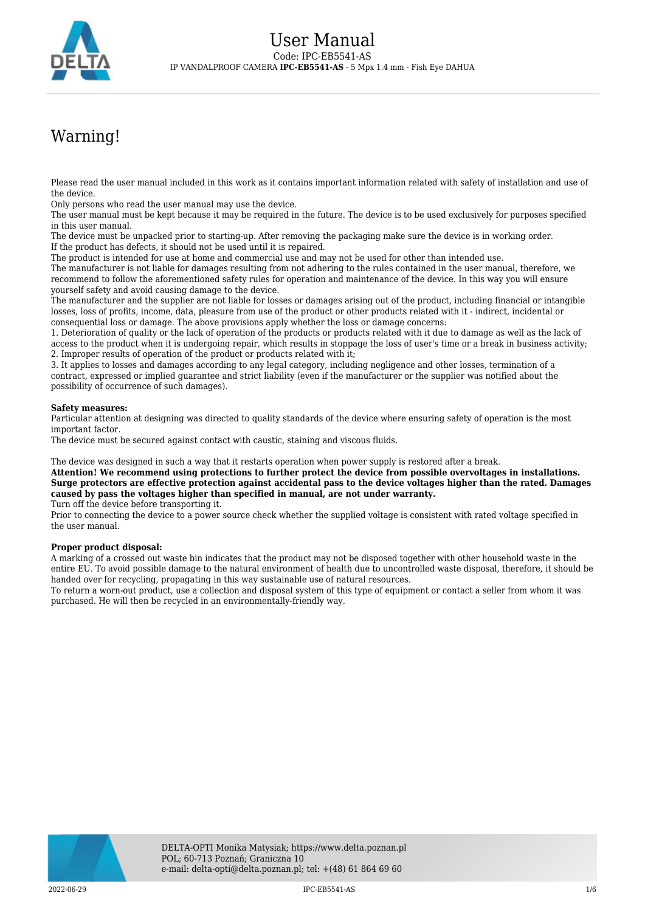# User Manual

Code: IPC-EB5541-AS

IP VANDALPROOF CAMERA **IPC-EB5541-AS** - 5 Mpx 1.4 mm - Fish Eye DAHUA

## Warning!

Please read the user manual included in this work as it contains important information related with safety of installation and use of the device.
Only persons who read the user manual may use the device.
The user manual must be kept because it may be required in the future. The device is to be used exclusively for purposes specified in this user manual.
The device must be unpacked prior to starting-up. After removing the packaging make sure the device is in working order.
If the product has defects, it should not be used until it is repaired.
The product is intended for use at home and commercial use and may not be used for other than intended use.
The manufacturer is not liable for damages resulting from not adhering to the rules contained in the user manual, therefore, we recommend to follow the aforementioned safety rules for operation and maintenance of the device. In this way you will ensure yourself safety and avoid causing damage to the device.
The manufacturer and the supplier are not liable for losses or damages arising out of the product, including financial or intangible losses, loss of profits, income, data, pleasure from use of the product or other products related with it - indirect, incidental or consequential loss or damage. The above provisions apply whether the loss or damage concerns:
1. Deterioration of quality or the lack of operation of the products or products related with it due to damage as well as the lack of access to the product when it is undergoing repair, which results in stoppage the loss of user's time or a break in business activity;
2. Improper results of operation of the product or products related with it;
3. It applies to losses and damages according to any legal category, including negligence and other losses, termination of a contract, expressed or implied guarantee and strict liability (even if the manufacturer or the supplier was notified about the possibility of occurrence of such damages).

**Safety measures:**
Particular attention at designing was directed to quality standards of the device where ensuring safety of operation is the most important factor.
The device must be secured against contact with caustic, staining and viscous fluids.

The device was designed in such a way that it restarts operation when power supply is restored after a break.
**Attention! We recommend using protections to further protect the device from possible overvoltages in installations. Surge protectors are effective protection against accidental pass to the device voltages higher than the rated. Damages caused by pass the voltages higher than specified in manual, are not under warranty.**
Turn off the device before transporting it.
Prior to connecting the device to a power source check whether the supplied voltage is consistent with rated voltage specified in the user manual.

**Proper product disposal:**
A marking of a crossed out waste bin indicates that the product may not be disposed together with other household waste in the entire EU. To avoid possible damage to the natural environment of health due to uncontrolled waste disposal, therefore, it should be handed over for recycling, propagating in this way sustainable use of natural resources.
To return a worn-out product, use a collection and disposal system of this type of equipment or contact a seller from whom it was purchased. He will then be recycled in an environmentally-friendly way.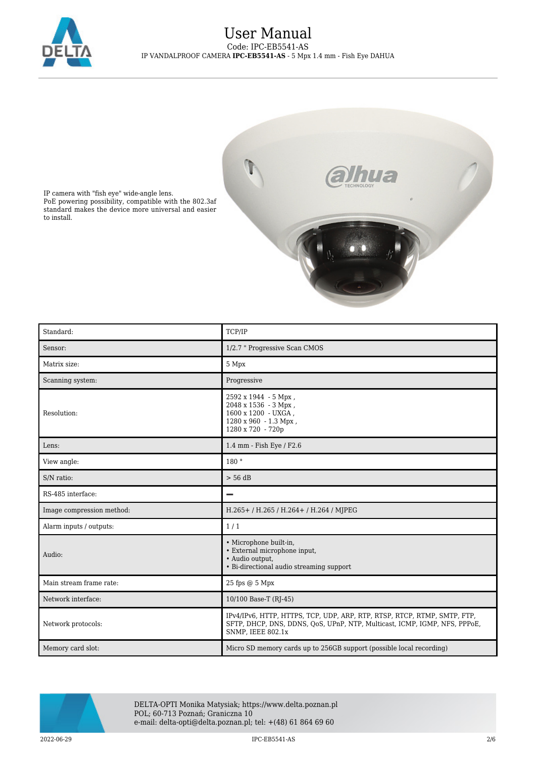IP camera with "fish eye" wide-angle lens.
PoE powering possibility, compatible with the 802.3af standard makes the device more universal and easier to install.

| Standard: | TCP/IP |
| --- | --- |
| Sensor: | 1/2.7 " Progressive Scan CMOS |
| Matrix size: | 5 Mpx |
| Scanning system: | Progressive |
| Resolution: | 2592 x 1944 - 5 Mpx ,<br>2048 x 1536 - 3 Mpx ,<br>1600 x 1200 - UXGA ,<br>1280 x 960 - 1.3 Mpx ,<br>1280 x 720 - 720p |
| Lens: | 1.4 mm - Fish Eye / F2.6 |
| View angle: | 180 ° |
| S/N ratio: | > 56 dB |
| RS-485 interface: | – |
| Image compression method: | H.265+ / H.265 / H.264+ / H.264 / MJPEG |
| Alarm inputs / outputs: | 1 / 1 |
| Audio: | • Microphone built-in,<br>• External microphone input,<br>• Audio output,<br>• Bi-directional audio streaming support |
| Main stream frame rate: | 25 fps @ 5 Mpx |
| Network interface: | 10/100 Base-T (RJ-45) |
| Network protocols: | IPv4/IPv6, HTTP, HTTPS, TCP, UDP, ARP, RTP, RTSP, RTCP, RTMP, SMTP, FTP, SFTP, DHCP, DNS, DDNS, QoS, UPnP, NTP, Multicast, ICMP, IGMP, NFS, PPPoE, SNMP, IEEE 802.1x |
| Memory card slot: | Micro SD memory cards up to 256GB support (possible local recording) |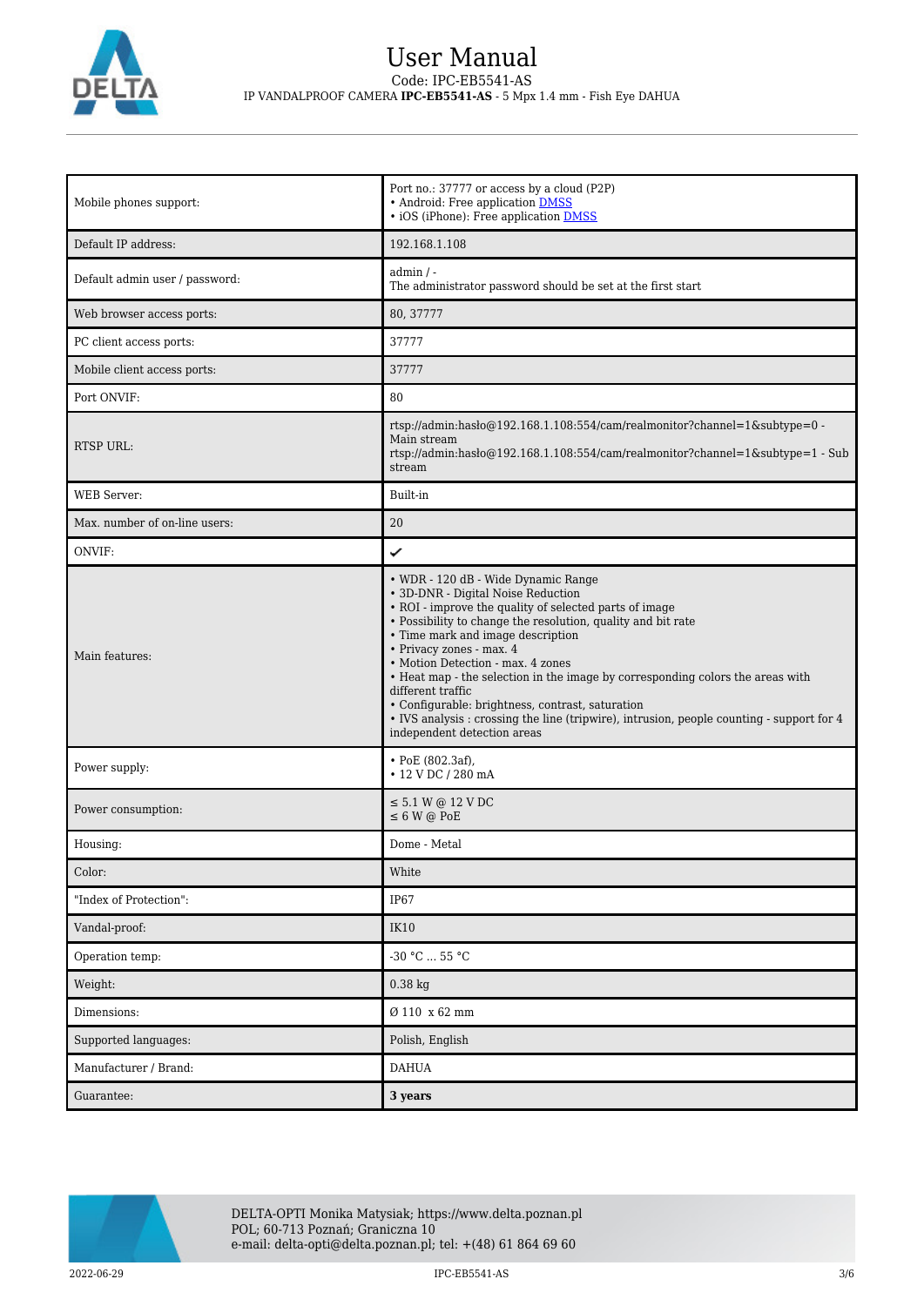| | |
|---|---|
| Mobile phones support: | Port no.: 37777 or access by a cloud (P2P)<br>• Android: Free application DMSS<br>• iOS (iPhone): Free application DMSS |
| Default IP address: | 192.168.1.108 |
| Default admin user / password: | admin / -<br>The administrator password should be set at the first start |
| Web browser access ports: | 80, 37777 |
| PC client access ports: | 37777 |
| Mobile client access ports: | 37777 |
| Port ONVIF: | 80 |
| RTSP URL: | rtsp://admin:hasło@192.168.1.108:554/cam/realmonitor?channel=1&subtype=0 - Main stream<br>rtsp://admin:hasło@192.168.1.108:554/cam/realmonitor?channel=1&subtype=1 - Sub stream |
| WEB Server: | Built-in |
| Max. number of on-line users: | 20 |
| ONVIF: | ✔ |
| Main features: | • WDR - 120 dB - Wide Dynamic Range<br>• 3D-DNR - Digital Noise Reduction<br>• ROI - improve the quality of selected parts of image<br>• Possibility to change the resolution, quality and bit rate<br>• Time mark and image description<br>• Privacy zones - max. 4<br>• Motion Detection - max. 4 zones<br>• Heat map - the selection in the image by corresponding colors the areas with different traffic<br>• Configurable: brightness, contrast, saturation<br>• IVS analysis : crossing the line (tripwire), intrusion, people counting - support for 4 independent detection areas |
| Power supply: | • PoE (802.3af),<br>• 12 V DC / 280 mA |
| Power consumption: | ≤ 5.1 W @ 12 V DC<br>≤ 6 W @ PoE |
| Housing: | Dome - Metal |
| Color: | White |
| "Index of Protection": | IP67 |
| Vandal-proof: | IK10 |
| Operation temp: | -30 °C ... 55 °C |
| Weight: | 0.38 kg |
| Dimensions: | Ø 110 x 62 mm |
| Supported languages: | Polish, English |
| Manufacturer / Brand: | DAHUA |
| Guarantee: | **3 years** |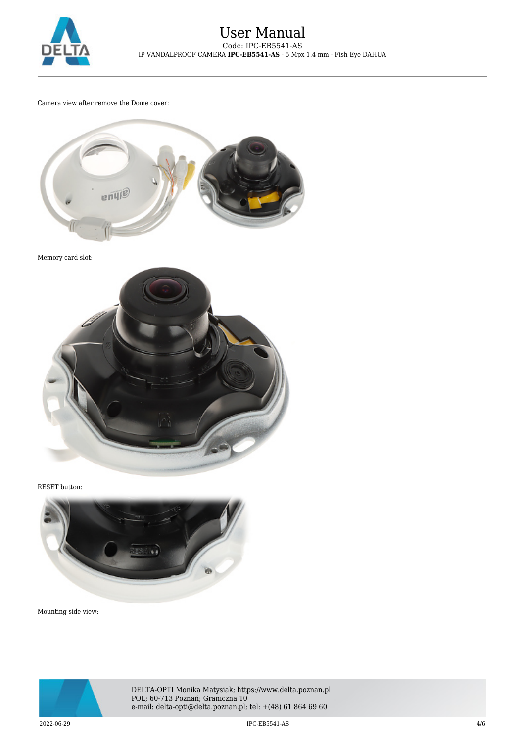Camera view after remove the Dome cover:

Memory card slot:

RESET button:

Mounting side view: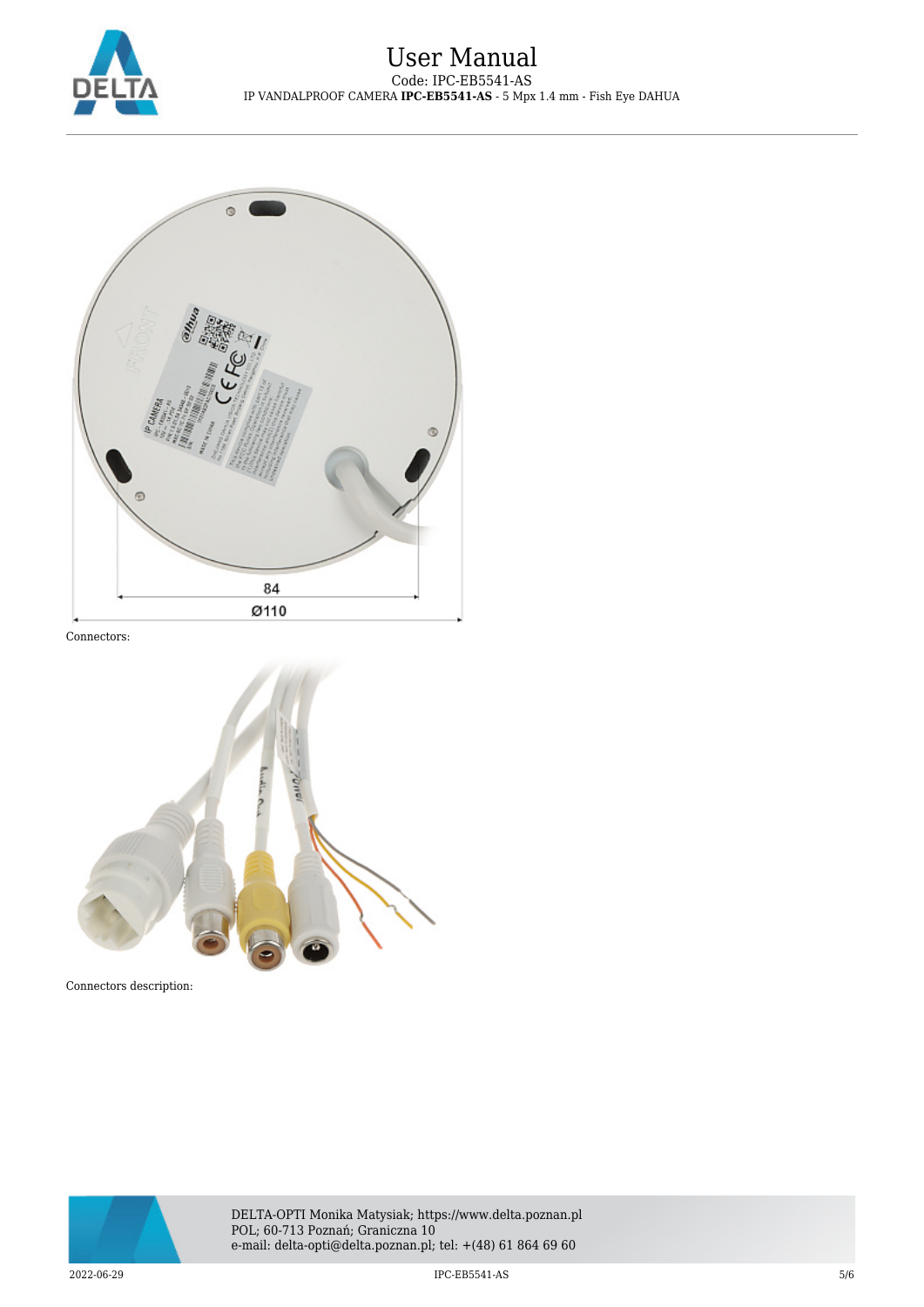84

Ø110

Connectors:

Connectors description: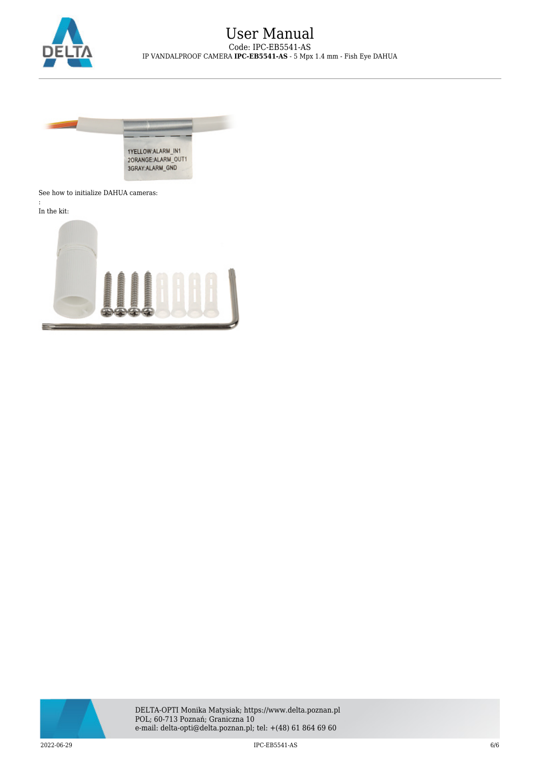1YELLOW:ALARM_IN1
2ORANGE:ALARM_OUT1
3GRAY:ALARM_GND

See how to initialize DAHUA cameras:

:

In the kit: